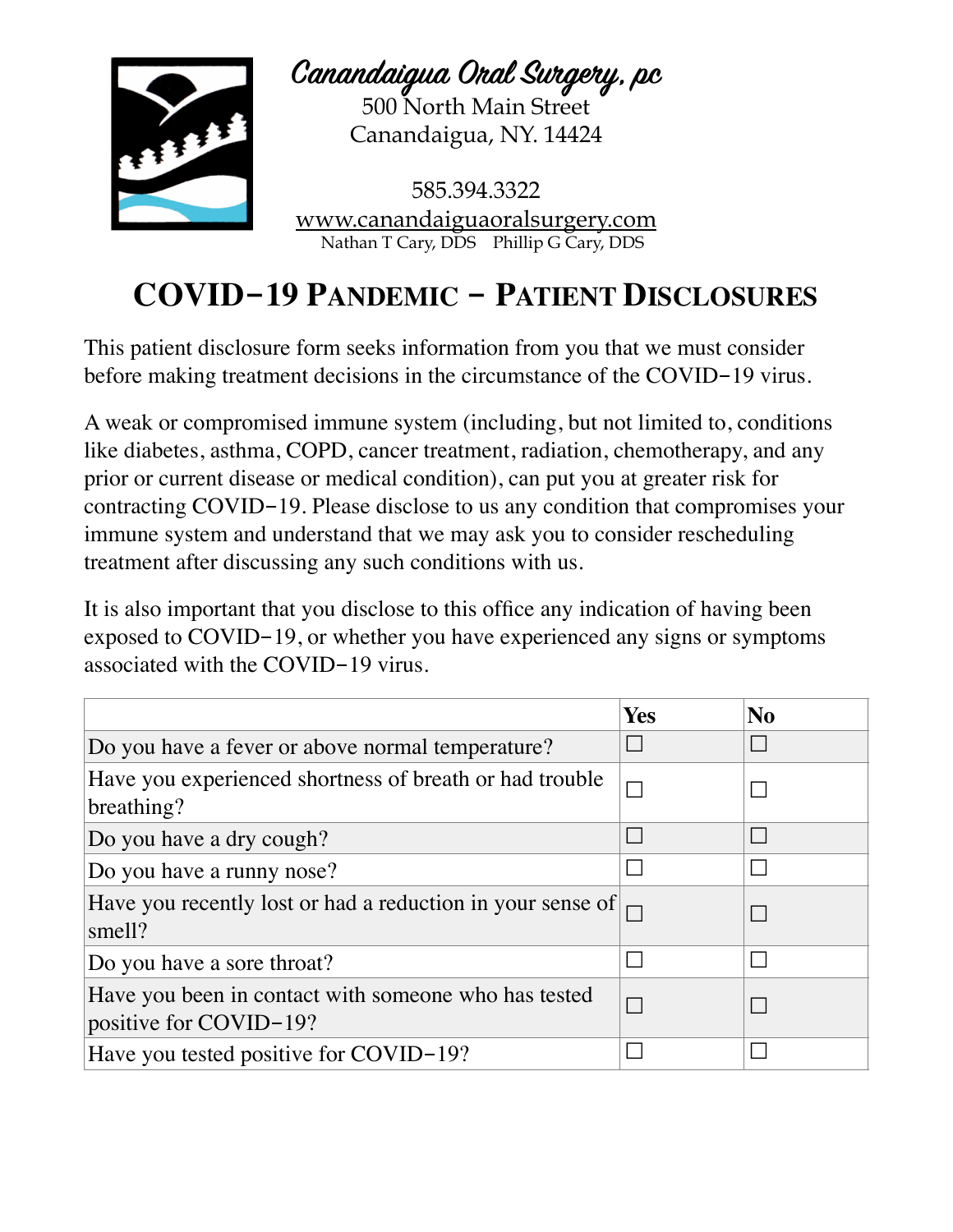**Canandaigua Oral Surgery, pc**
500 North Main Street
Canandaigua, NY. 14424

585.394.3322
www.canandaiguaoralsurgery.com
Nathan T Cary, DDS    Phillip G Cary, DDS

# COVID-19 PANDEMIC – PATIENT DISCLOSURES

This patient disclosure form seeks information from you that we must consider before making treatment decisions in the circumstance of the COVID-19 virus.

A weak or compromised immune system (including, but not limited to, conditions like diabetes, asthma, COPD, cancer treatment, radiation, chemotherapy, and any prior or current disease or medical condition), can put you at greater risk for contracting COVID-19. Please disclose to us any condition that compromises your immune system and understand that we may ask you to consider rescheduling treatment after discussing any such conditions with us.

It is also important that you disclose to this office any indication of having been exposed to COVID-19, or whether you have experienced any signs or symptoms associated with the COVID-19 virus.

| | **Yes** | **No** |
|---|---|---|
| Do you have a fever or above normal temperature? | ☐ | ☐ |
| Have you experienced shortness of breath or had trouble breathing? | ☐ | ☐ |
| Do you have a dry cough? | ☐ | ☐ |
| Do you have a runny nose? | ☐ | ☐ |
| Have you recently lost or had a reduction in your sense of smell? | ☐ | ☐ |
| Do you have a sore throat? | ☐ | ☐ |
| Have you been in contact with someone who has tested positive for COVID-19? | ☐ | ☐ |
| Have you tested positive for COVID-19? | ☐ | ☐ |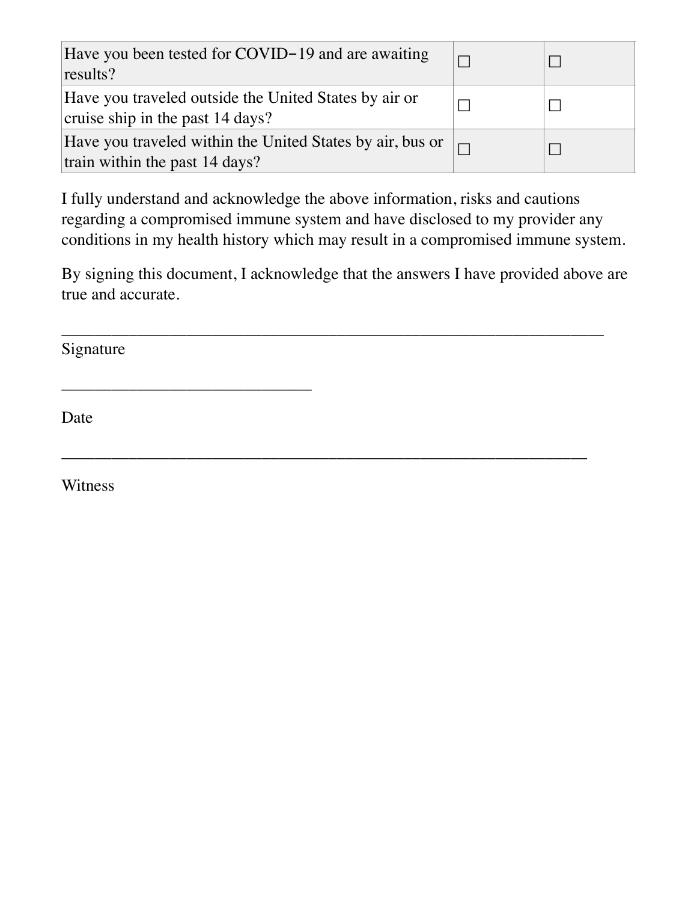| | | |
|---|---|---|
| Have you been tested for COVID−19 and are awaiting results? | ☐ | ☐ |
| Have you traveled outside the United States by air or cruise ship in the past 14 days? | ☐ | ☐ |
| Have you traveled within the United States by air, bus or train within the past 14 days? | ☐ | ☐ |

I fully understand and acknowledge the above information, risks and cautions regarding a compromised immune system and have disclosed to my provider any conditions in my health history which may result in a compromised immune system.

By signing this document, I acknowledge that the answers I have provided above are true and accurate.

_______________________________________________________________

Signature

_____________________________

Date

_____________________________________________________________

Witness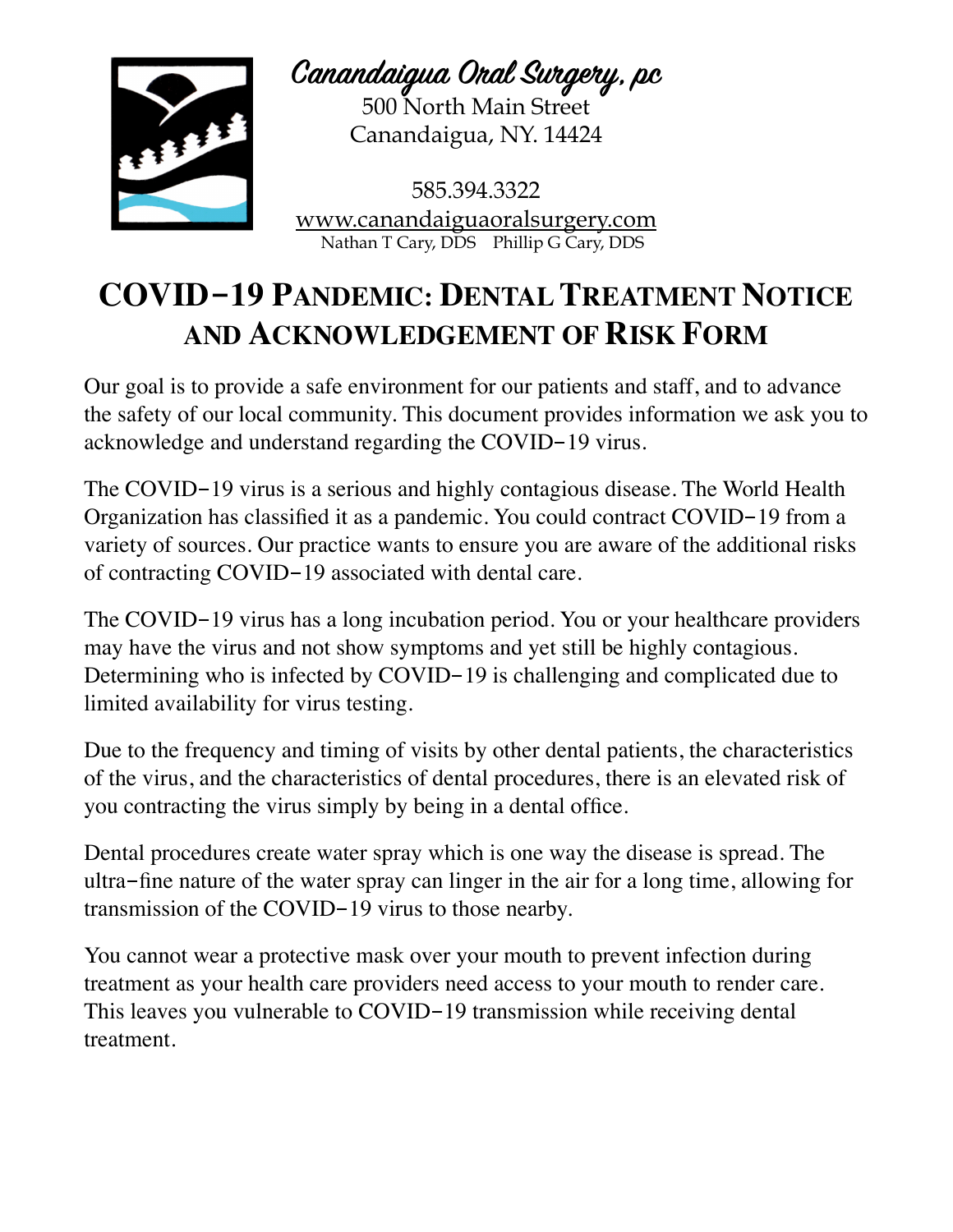**Canandaigua Oral Surgery, pc**
500 North Main Street
Canandaigua, NY. 14424

585.394.3322
www.canandaiguaoralsurgery.com
Nathan T Cary, DDS    Phillip G Cary, DDS

# COVID-19 Pandemic: Dental Treatment Notice and Acknowledgement of Risk Form

Our goal is to provide a safe environment for our patients and staff, and to advance the safety of our local community. This document provides information we ask you to acknowledge and understand regarding the COVID-19 virus.

The COVID-19 virus is a serious and highly contagious disease. The World Health Organization has classified it as a pandemic. You could contract COVID-19 from a variety of sources. Our practice wants to ensure you are aware of the additional risks of contracting COVID-19 associated with dental care.

The COVID-19 virus has a long incubation period. You or your healthcare providers may have the virus and not show symptoms and yet still be highly contagious. Determining who is infected by COVID-19 is challenging and complicated due to limited availability for virus testing.

Due to the frequency and timing of visits by other dental patients, the characteristics of the virus, and the characteristics of dental procedures, there is an elevated risk of you contracting the virus simply by being in a dental office.

Dental procedures create water spray which is one way the disease is spread. The ultra-fine nature of the water spray can linger in the air for a long time, allowing for transmission of the COVID-19 virus to those nearby.

You cannot wear a protective mask over your mouth to prevent infection during treatment as your health care providers need access to your mouth to render care. This leaves you vulnerable to COVID-19 transmission while receiving dental treatment.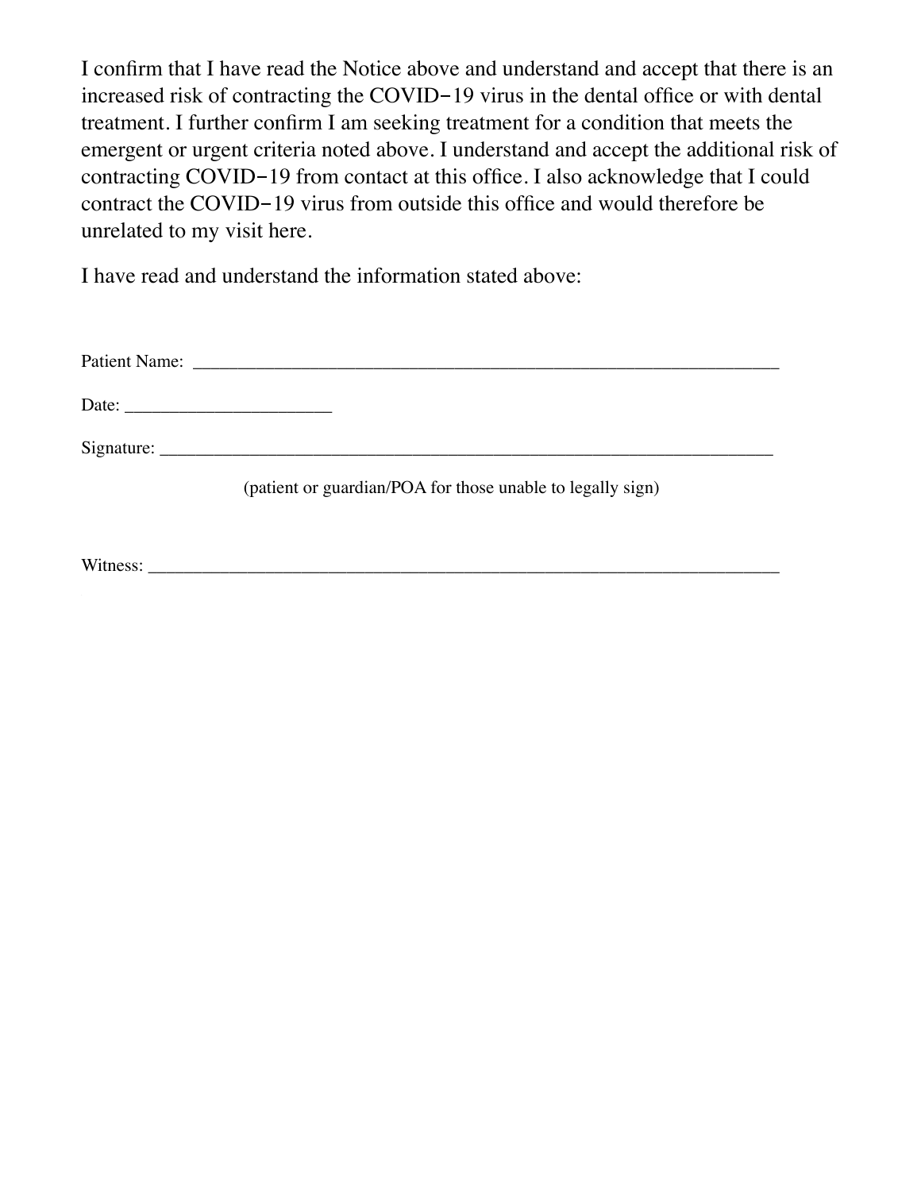I confirm that I have read the Notice above and understand and accept that there is an increased risk of contracting the COVID-19 virus in the dental office or with dental treatment. I further confirm I am seeking treatment for a condition that meets the emergent or urgent criteria noted above. I understand and accept the additional risk of contracting COVID-19 from contact at this office. I also acknowledge that I could contract the COVID-19 virus from outside this office and would therefore be unrelated to my visit here.

I have read and understand the information stated above:

Patient Name: ___________________________________________________________________

Date: _______________________

Signature: ______________________________________________________________________

(patient or guardian/POA for those unable to legally sign)

Witness: ________________________________________________________________________